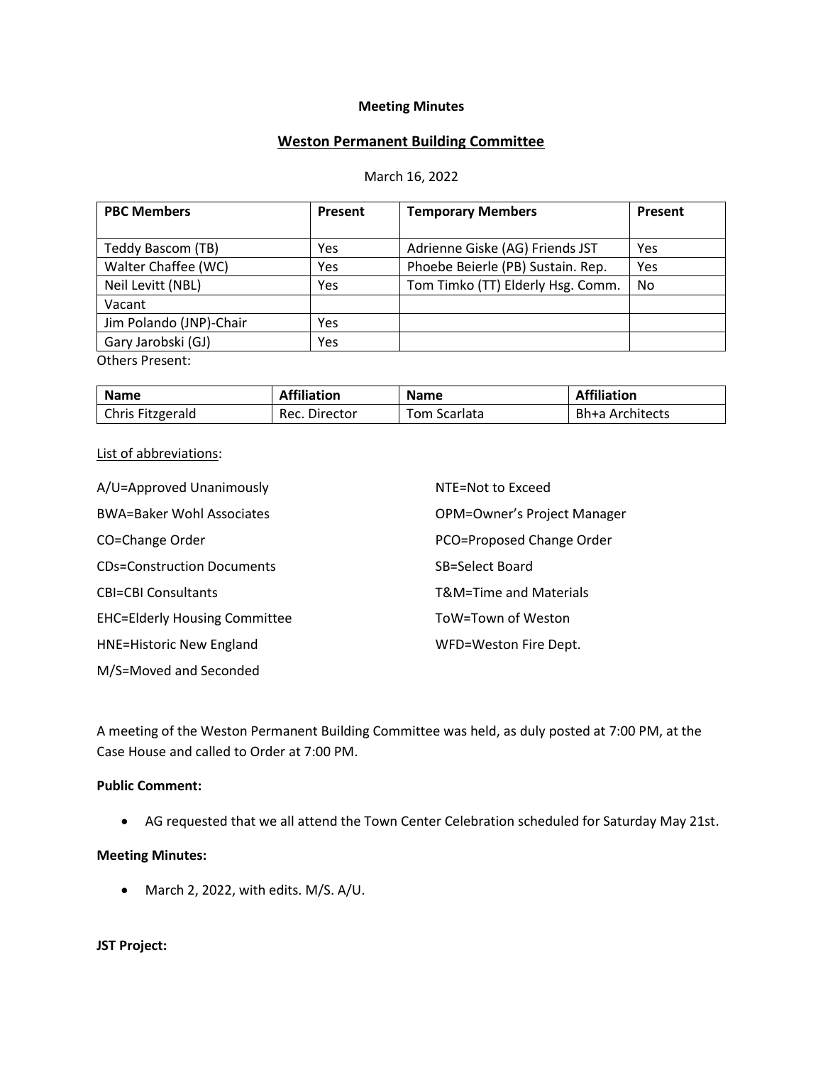**Meeting Minutes**

## Weston Permanent Building Committee

March 16, 2022

| PBC Members | Present | Temporary Members | Present |
|---|---|---|---|
| Teddy Bascom (TB) | Yes | Adrienne Giske (AG) Friends JST | Yes |
| Walter Chaffee (WC) | Yes | Phoebe Beierle (PB) Sustain. Rep. | Yes |
| Neil Levitt (NBL) | Yes | Tom Timko (TT) Elderly Hsg. Comm. | No |
| Vacant | | | |
| Jim Polando (JNP)-Chair | Yes | | |
| Gary Jarobski (GJ) | Yes | | |

Others Present:

| Name | Affiliation | Name | Affiliation |
|---|---|---|---|
| Chris Fitzgerald | Rec. Director | Tom Scarlata | Bh+a Architects |

List of abbreviations:

A/U=Approved Unanimously

BWA=Baker Wohl Associates

CO=Change Order

CDs=Construction Documents

CBI=CBI Consultants

EHC=Elderly Housing Committee

HNE=Historic New England

M/S=Moved and Seconded

NTE=Not to Exceed

OPM=Owner's Project Manager

PCO=Proposed Change Order

SB=Select Board

T&M=Time and Materials

ToW=Town of Weston

WFD=Weston Fire Dept.

A meeting of the Weston Permanent Building Committee was held, as duly posted at 7:00 PM, at the Case House and called to Order at 7:00 PM.

**Public Comment:**

- AG requested that we all attend the Town Center Celebration scheduled for Saturday May 21st.

**Meeting Minutes:**

- March 2, 2022, with edits. M/S. A/U.

**JST Project:**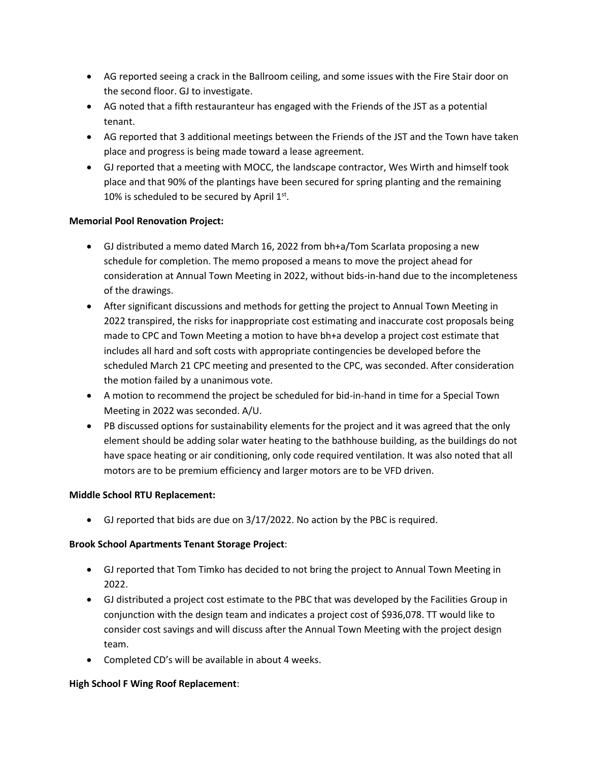- AG reported seeing a crack in the Ballroom ceiling, and some issues with the Fire Stair door on the second floor. GJ to investigate.
- AG noted that a fifth restauranteur has engaged with the Friends of the JST as a potential tenant.
- AG reported that 3 additional meetings between the Friends of the JST and the Town have taken place and progress is being made toward a lease agreement.
- GJ reported that a meeting with MOCC, the landscape contractor, Wes Wirth and himself took place and that 90% of the plantings have been secured for spring planting and the remaining 10% is scheduled to be secured by April 1st.

**Memorial Pool Renovation Project:**

- GJ distributed a memo dated March 16, 2022 from bh+a/Tom Scarlata proposing a new schedule for completion. The memo proposed a means to move the project ahead for consideration at Annual Town Meeting in 2022, without bids-in-hand due to the incompleteness of the drawings.
- After significant discussions and methods for getting the project to Annual Town Meeting in 2022 transpired, the risks for inappropriate cost estimating and inaccurate cost proposals being made to CPC and Town Meeting a motion to have bh+a develop a project cost estimate that includes all hard and soft costs with appropriate contingencies be developed before the scheduled March 21 CPC meeting and presented to the CPC, was seconded. After consideration the motion failed by a unanimous vote.
- A motion to recommend the project be scheduled for bid-in-hand in time for a Special Town Meeting in 2022 was seconded. A/U.
- PB discussed options for sustainability elements for the project and it was agreed that the only element should be adding solar water heating to the bathhouse building, as the buildings do not have space heating or air conditioning, only code required ventilation. It was also noted that all motors are to be premium efficiency and larger motors are to be VFD driven.

**Middle School RTU Replacement:**

- GJ reported that bids are due on 3/17/2022. No action by the PBC is required.

**Brook School Apartments Tenant Storage Project**:

- GJ reported that Tom Timko has decided to not bring the project to Annual Town Meeting in 2022.
- GJ distributed a project cost estimate to the PBC that was developed by the Facilities Group in conjunction with the design team and indicates a project cost of $936,078. TT would like to consider cost savings and will discuss after the Annual Town Meeting with the project design team.
- Completed CD's will be available in about 4 weeks.

**High School F Wing Roof Replacement**: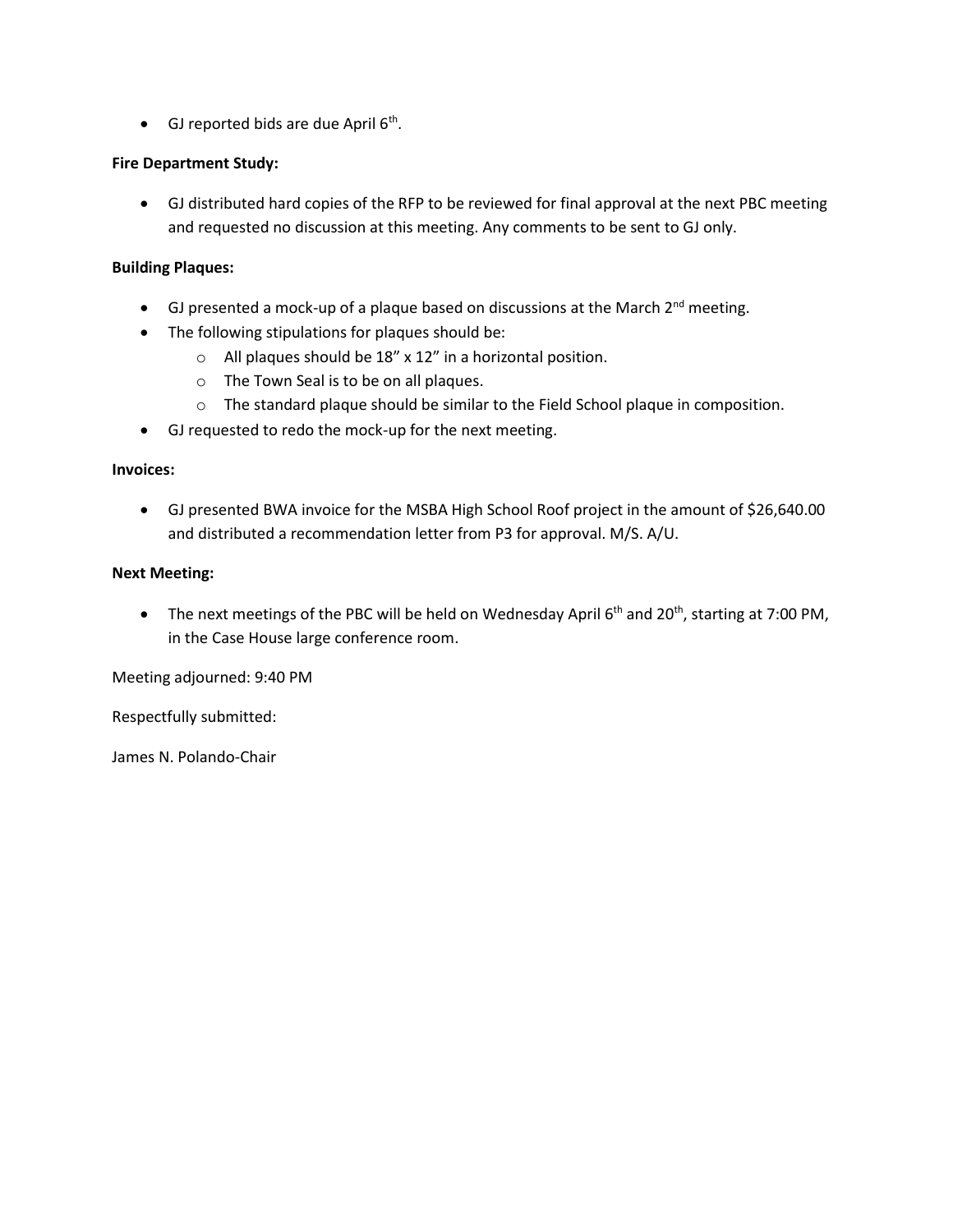- GJ reported bids are due April 6th.

**Fire Department Study:**

- GJ distributed hard copies of the RFP to be reviewed for final approval at the next PBC meeting and requested no discussion at this meeting. Any comments to be sent to GJ only.

**Building Plaques:**

- GJ presented a mock-up of a plaque based on discussions at the March 2nd meeting.
- The following stipulations for plaques should be:
  - All plaques should be 18" x 12" in a horizontal position.
  - The Town Seal is to be on all plaques.
  - The standard plaque should be similar to the Field School plaque in composition.
- GJ requested to redo the mock-up for the next meeting.

**Invoices:**

- GJ presented BWA invoice for the MSBA High School Roof project in the amount of $26,640.00 and distributed a recommendation letter from P3 for approval. M/S. A/U.

**Next Meeting:**

- The next meetings of the PBC will be held on Wednesday April 6th and 20th, starting at 7:00 PM, in the Case House large conference room.

Meeting adjourned: 9:40 PM

Respectfully submitted:

James N. Polando-Chair